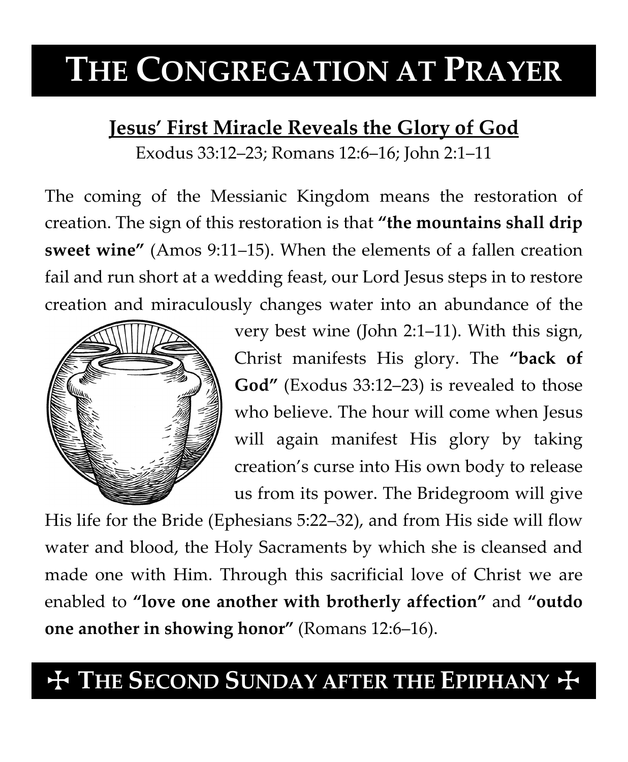# THE CONGREGATION AT PRAYER

## Jesus' First Miracle Reveals the Glory of God

Exodus 33:12–23; Romans 12:6–16; John 2:1–11

The coming of the Messianic Kingdom means the restoration of creation. The sign of this restoration is that **"the mountains shall drip sweet wine"** (Amos 9:11–15). When the elements of a fallen creation fail and run short at a wedding feast, our Lord Jesus steps in to restore creation and miraculously changes water into an abundance of the very best wine (John 2:1–11). With this sign, Christ manifests His glory. The **"back of God"** (Exodus 33:12–23) is revealed to those who believe. The hour will come when Jesus will again manifest His glory by taking creation's curse into His own body to release us from its power. The Bridegroom will give His life for the Bride (Ephesians 5:22–32), and from His side will flow water and blood, the Holy Sacraments by which she is cleansed and made one with Him. Through this sacrificial love of Christ we are enabled to **"love one another with brotherly affection"** and **"outdo one another in showing honor"** (Romans 12:6–16).

## ✠ THE SECOND SUNDAY AFTER THE EPIPHANY ✠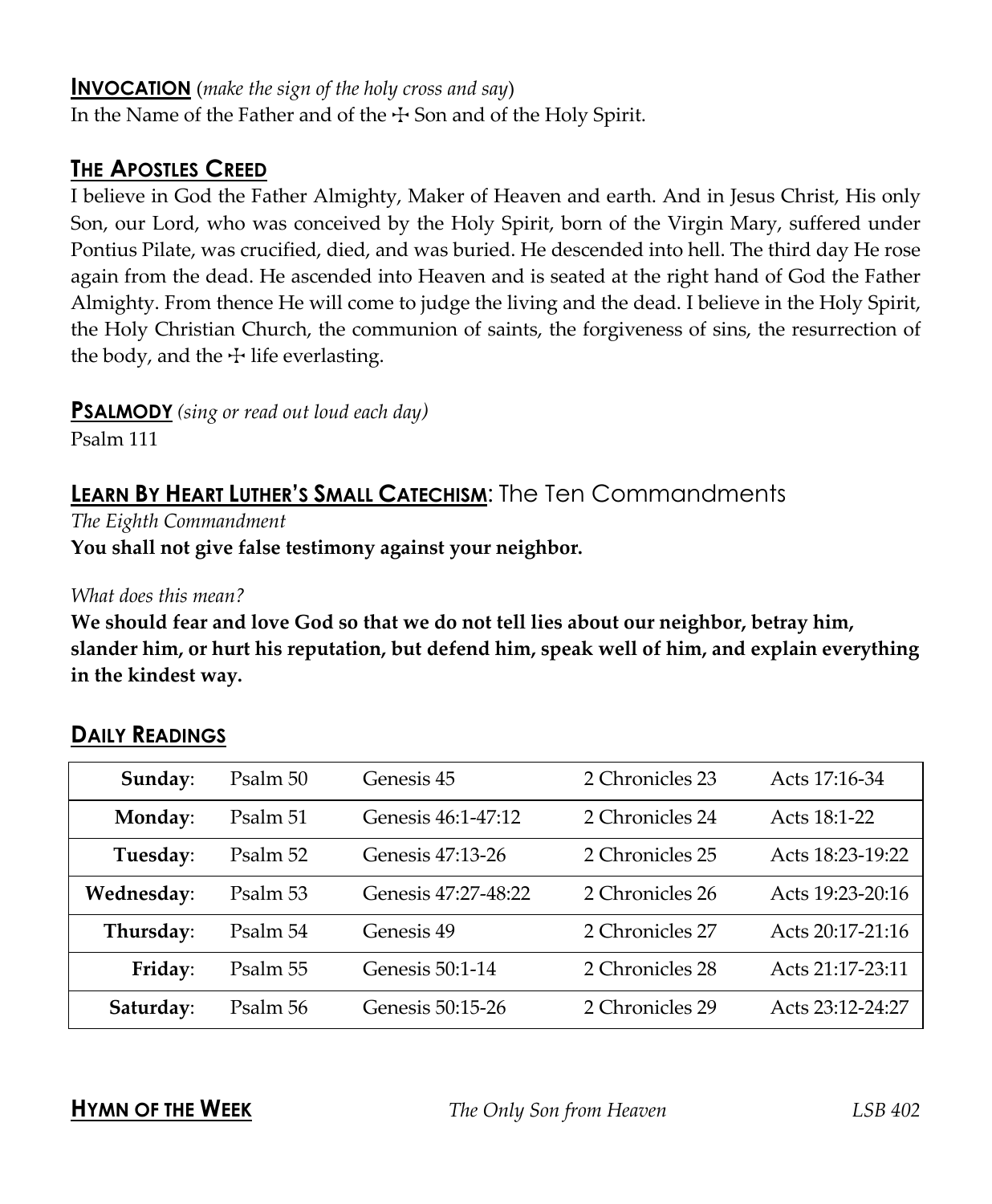## INVOCATION (*make the sign of the holy cross and say*)

In the Name of the Father and of the ☩ Son and of the Holy Spirit.

## THE APOSTLES CREED

I believe in God the Father Almighty, Maker of Heaven and earth. And in Jesus Christ, His only Son, our Lord, who was conceived by the Holy Spirit, born of the Virgin Mary, suffered under Pontius Pilate, was crucified, died, and was buried. He descended into hell. The third day He rose again from the dead. He ascended into Heaven and is seated at the right hand of God the Father Almighty. From thence He will come to judge the living and the dead. I believe in the Holy Spirit, the Holy Christian Church, the communion of saints, the forgiveness of sins, the resurrection of the body, and the ☩ life everlasting.

## PSALMODY *(sing or read out loud each day)*

Psalm 111

## LEARN BY HEART LUTHER'S SMALL CATECHISM: The Ten Commandments

*The Eighth Commandment*

**You shall not give false testimony against your neighbor.**

*What does this mean?*

**We should fear and love God so that we do not tell lies about our neighbor, betray him, slander him, or hurt his reputation, but defend him, speak well of him, and explain everything in the kindest way.**

## DAILY READINGS

| | | | | |
|---|---|---|---|---|
| **Sunday**: | Psalm 50 | Genesis 45 | 2 Chronicles 23 | Acts 17:16-34 |
| **Monday**: | Psalm 51 | Genesis 46:1-47:12 | 2 Chronicles 24 | Acts 18:1-22 |
| **Tuesday**: | Psalm 52 | Genesis 47:13-26 | 2 Chronicles 25 | Acts 18:23-19:22 |
| **Wednesday**: | Psalm 53 | Genesis 47:27-48:22 | 2 Chronicles 26 | Acts 19:23-20:16 |
| **Thursday**: | Psalm 54 | Genesis 49 | 2 Chronicles 27 | Acts 20:17-21:16 |
| **Friday**: | Psalm 55 | Genesis 50:1-14 | 2 Chronicles 28 | Acts 21:17-23:11 |
| **Saturday**: | Psalm 56 | Genesis 50:15-26 | 2 Chronicles 29 | Acts 23:12-24:27 |

## HYMN OF THE WEEK

*The Only Son from Heaven* — *LSB 402*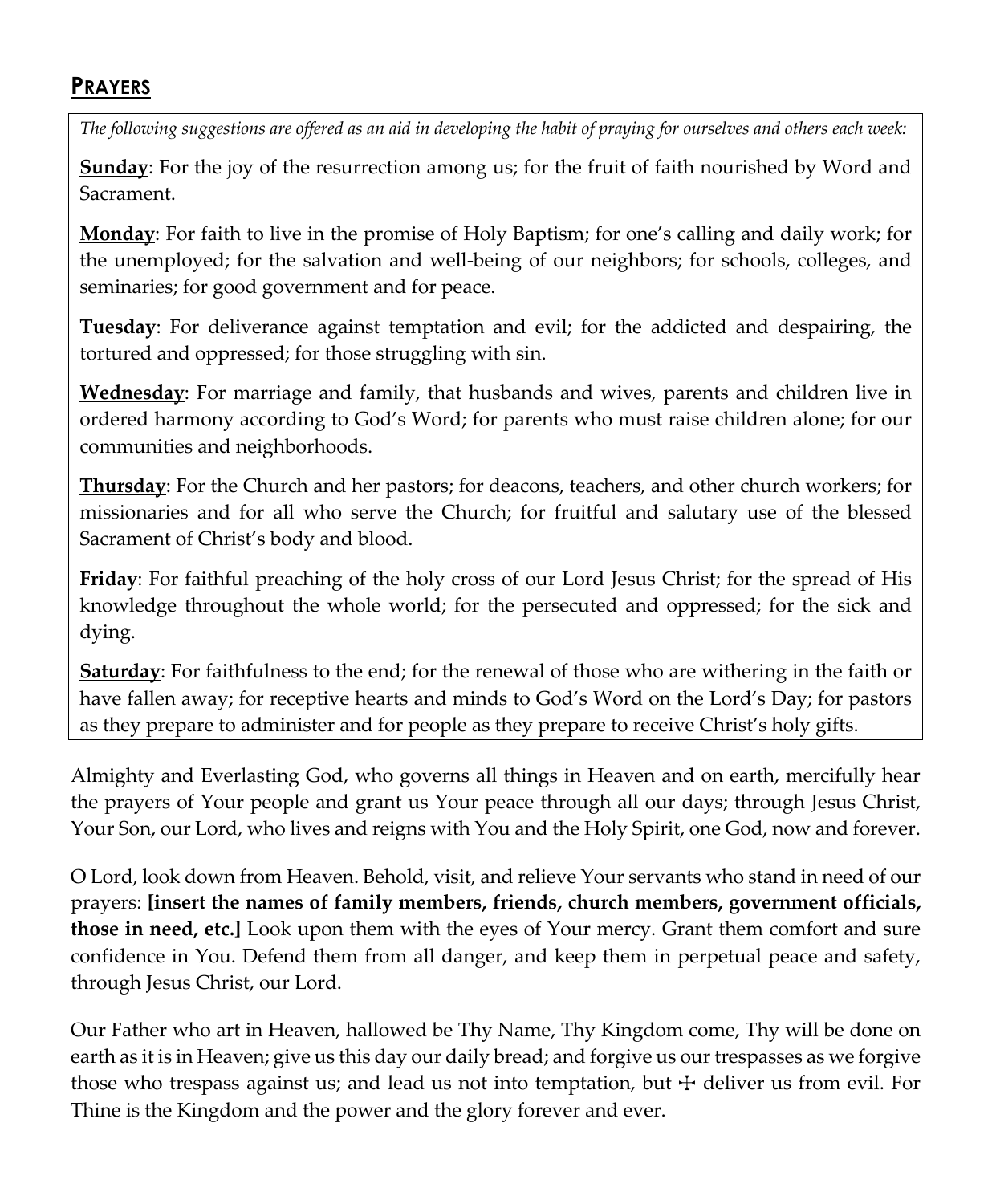## PRAYERS

*The following suggestions are offered as an aid in developing the habit of praying for ourselves and others each week:*

**Sunday**: For the joy of the resurrection among us; for the fruit of faith nourished by Word and Sacrament.

**Monday**: For faith to live in the promise of Holy Baptism; for one's calling and daily work; for the unemployed; for the salvation and well-being of our neighbors; for schools, colleges, and seminaries; for good government and for peace.

**Tuesday**: For deliverance against temptation and evil; for the addicted and despairing, the tortured and oppressed; for those struggling with sin.

**Wednesday**: For marriage and family, that husbands and wives, parents and children live in ordered harmony according to God's Word; for parents who must raise children alone; for our communities and neighborhoods.

**Thursday**: For the Church and her pastors; for deacons, teachers, and other church workers; for missionaries and for all who serve the Church; for fruitful and salutary use of the blessed Sacrament of Christ's body and blood.

**Friday**: For faithful preaching of the holy cross of our Lord Jesus Christ; for the spread of His knowledge throughout the whole world; for the persecuted and oppressed; for the sick and dying.

**Saturday**: For faithfulness to the end; for the renewal of those who are withering in the faith or have fallen away; for receptive hearts and minds to God's Word on the Lord's Day; for pastors as they prepare to administer and for people as they prepare to receive Christ's holy gifts.

Almighty and Everlasting God, who governs all things in Heaven and on earth, mercifully hear the prayers of Your people and grant us Your peace through all our days; through Jesus Christ, Your Son, our Lord, who lives and reigns with You and the Holy Spirit, one God, now and forever.

O Lord, look down from Heaven. Behold, visit, and relieve Your servants who stand in need of our prayers: **[insert the names of family members, friends, church members, government officials, those in need, etc.]** Look upon them with the eyes of Your mercy. Grant them comfort and sure confidence in You. Defend them from all danger, and keep them in perpetual peace and safety, through Jesus Christ, our Lord.

Our Father who art in Heaven, hallowed be Thy Name, Thy Kingdom come, Thy will be done on earth as it is in Heaven; give us this day our daily bread; and forgive us our trespasses as we forgive those who trespass against us; and lead us not into temptation, but ☩ deliver us from evil. For Thine is the Kingdom and the power and the glory forever and ever.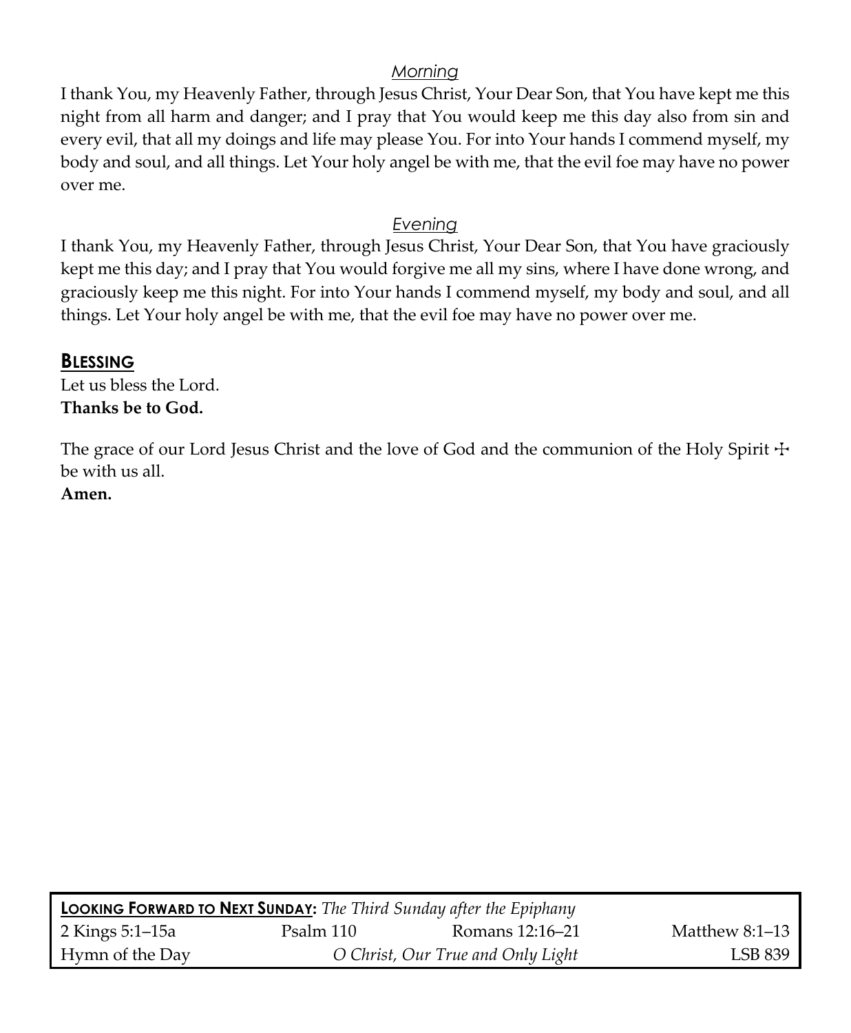*Morning*

I thank You, my Heavenly Father, through Jesus Christ, Your Dear Son, that You have kept me this night from all harm and danger; and I pray that You would keep me this day also from sin and every evil, that all my doings and life may please You. For into Your hands I commend myself, my body and soul, and all things. Let Your holy angel be with me, that the evil foe may have no power over me.

*Evening*

I thank You, my Heavenly Father, through Jesus Christ, Your Dear Son, that You have graciously kept me this day; and I pray that You would forgive me all my sins, where I have done wrong, and graciously keep me this night. For into Your hands I commend myself, my body and soul, and all things. Let Your holy angel be with me, that the evil foe may have no power over me.

## BLESSING

Let us bless the Lord.
**Thanks be to God.**

The grace of our Lord Jesus Christ and the love of God and the communion of the Holy Spirit ☩ be with us all.
**Amen.**

| | | | |
|---|---|---|---|
| **LOOKING FORWARD TO NEXT SUNDAY:** *The Third Sunday after the Epiphany* | | | |
| 2 Kings 5:1–15a | Psalm 110 | Romans 12:16–21 | Matthew 8:1–13 |
| Hymn of the Day | *O Christ, Our True and Only Light* | | LSB 839 |